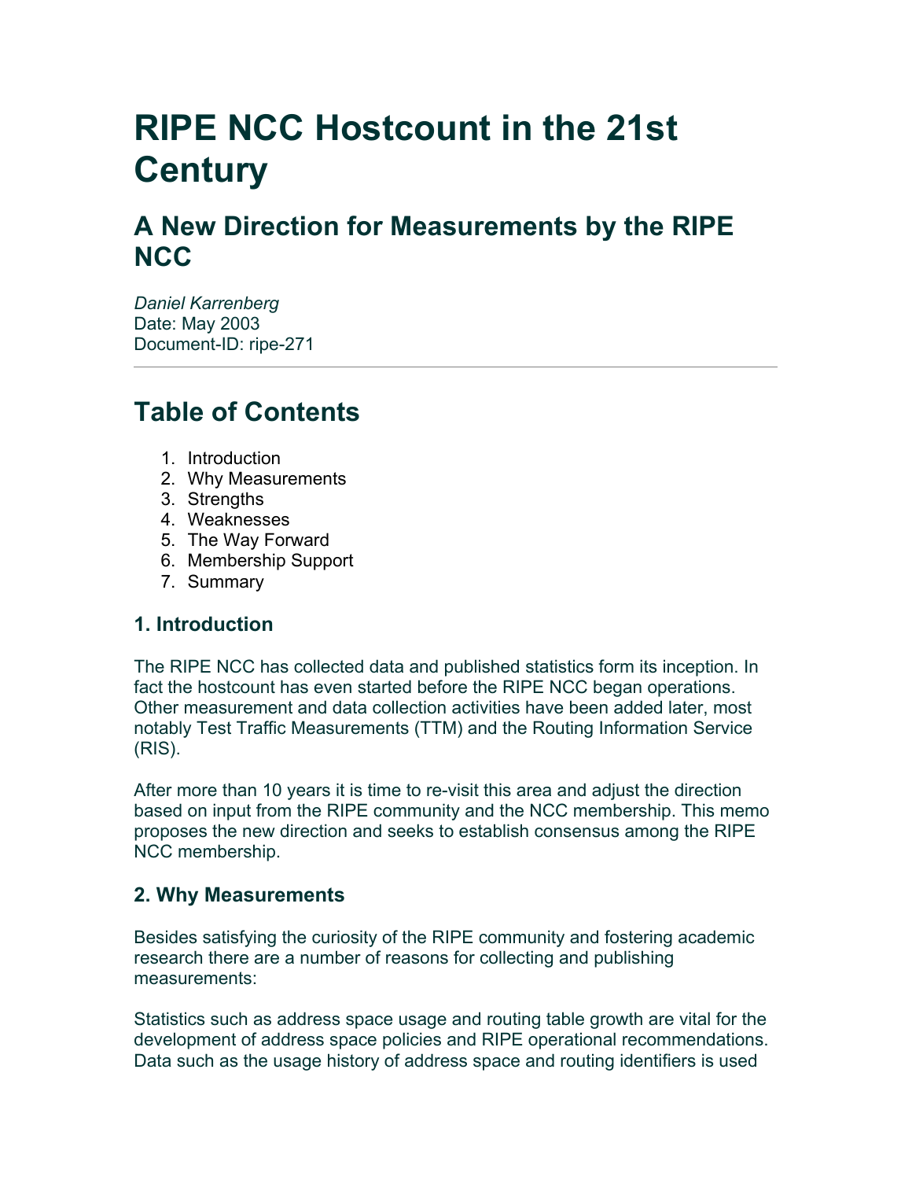# RIPE NCC Hostcount in the 21st Century

## A New Direction for Measurements by the RIPE NCC

*Daniel Karrenberg*
Date: May 2003
Document-ID: ripe-271

---

## Table of Contents

1. Introduction
2. Why Measurements
3. Strengths
4. Weaknesses
5. The Way Forward
6. Membership Support
7. Summary

### 1. Introduction

The RIPE NCC has collected data and published statistics form its inception. In fact the hostcount has even started before the RIPE NCC began operations. Other measurement and data collection activities have been added later, most notably Test Traffic Measurements (TTM) and the Routing Information Service (RIS).

After more than 10 years it is time to re-visit this area and adjust the direction based on input from the RIPE community and the NCC membership. This memo proposes the new direction and seeks to establish consensus among the RIPE NCC membership.

### 2. Why Measurements

Besides satisfying the curiosity of the RIPE community and fostering academic research there are a number of reasons for collecting and publishing measurements:

Statistics such as address space usage and routing table growth are vital for the development of address space policies and RIPE operational recommendations. Data such as the usage history of address space and routing identifiers is used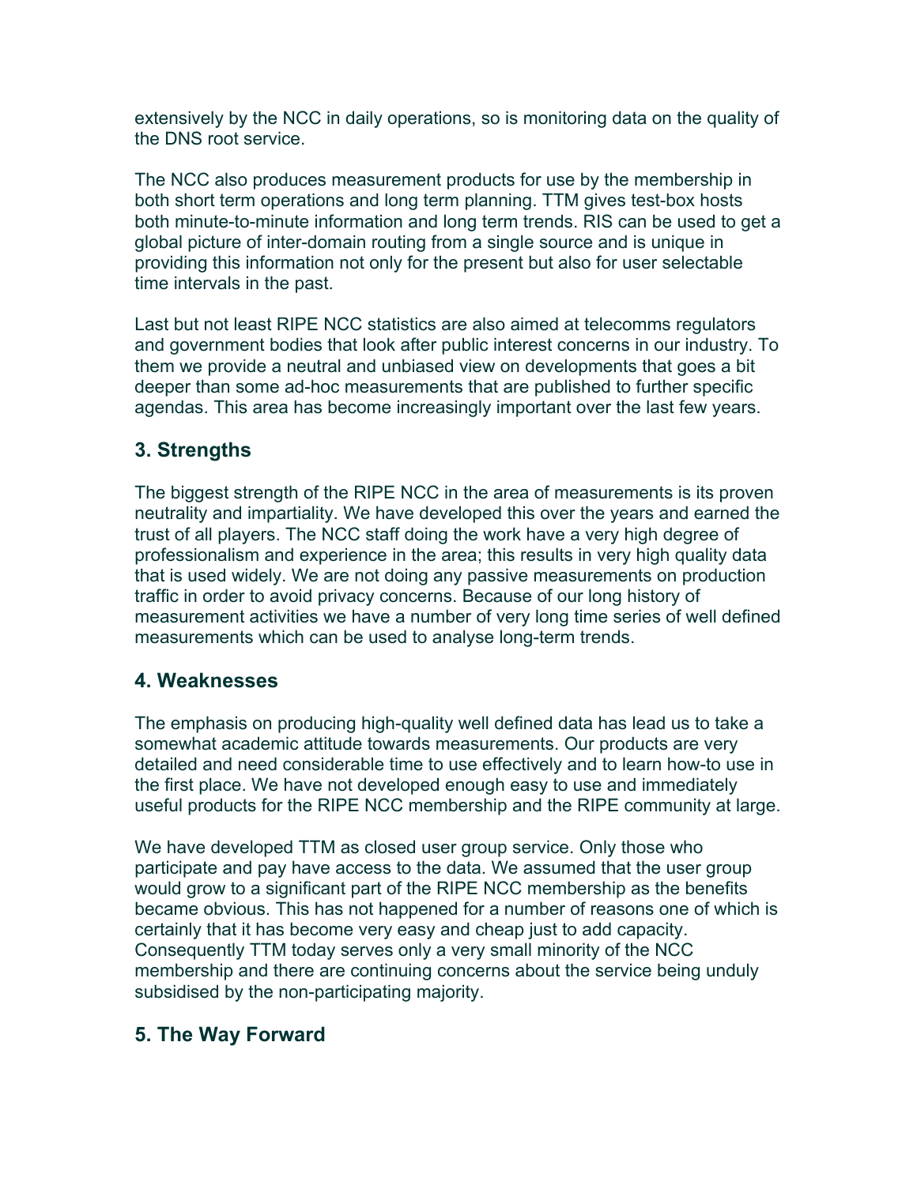extensively by the NCC in daily operations, so is monitoring data on the quality of the DNS root service.

The NCC also produces measurement products for use by the membership in both short term operations and long term planning. TTM gives test-box hosts both minute-to-minute information and long term trends. RIS can be used to get a global picture of inter-domain routing from a single source and is unique in providing this information not only for the present but also for user selectable time intervals in the past.

Last but not least RIPE NCC statistics are also aimed at telecomms regulators and government bodies that look after public interest concerns in our industry. To them we provide a neutral and unbiased view on developments that goes a bit deeper than some ad-hoc measurements that are published to further specific agendas. This area has become increasingly important over the last few years.

## 3. Strengths

The biggest strength of the RIPE NCC in the area of measurements is its proven neutrality and impartiality. We have developed this over the years and earned the trust of all players. The NCC staff doing the work have a very high degree of professionalism and experience in the area; this results in very high quality data that is used widely. We are not doing any passive measurements on production traffic in order to avoid privacy concerns. Because of our long history of measurement activities we have a number of very long time series of well defined measurements which can be used to analyse long-term trends.

## 4. Weaknesses

The emphasis on producing high-quality well defined data has lead us to take a somewhat academic attitude towards measurements. Our products are very detailed and need considerable time to use effectively and to learn how-to use in the first place. We have not developed enough easy to use and immediately useful products for the RIPE NCC membership and the RIPE community at large.

We have developed TTM as closed user group service. Only those who participate and pay have access to the data. We assumed that the user group would grow to a significant part of the RIPE NCC membership as the benefits became obvious. This has not happened for a number of reasons one of which is certainly that it has become very easy and cheap just to add capacity. Consequently TTM today serves only a very small minority of the NCC membership and there are continuing concerns about the service being unduly subsidised by the non-participating majority.

## 5. The Way Forward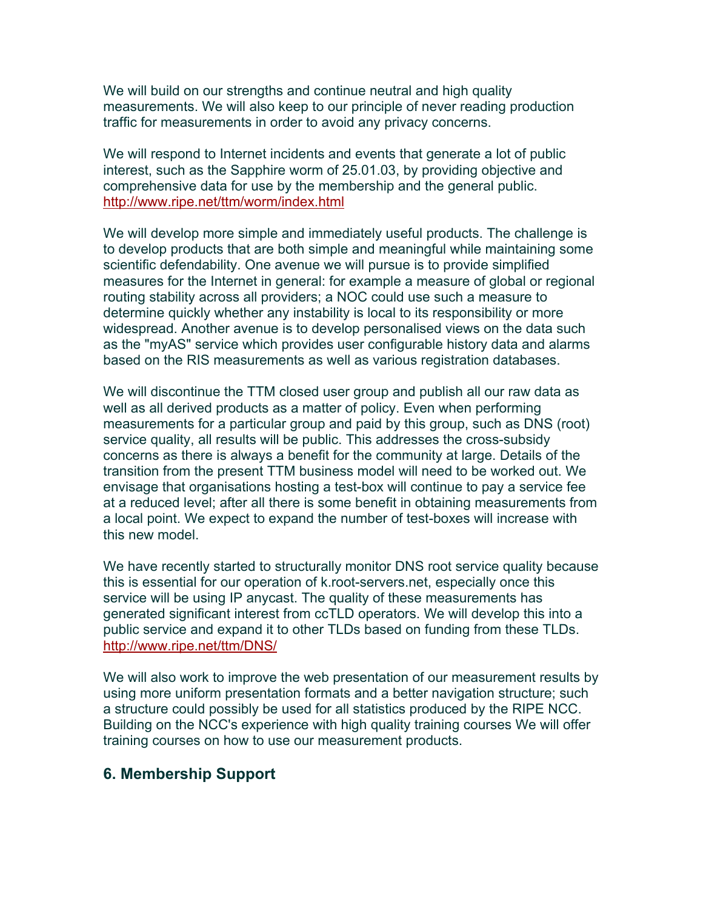We will build on our strengths and continue neutral and high quality measurements. We will also keep to our principle of never reading production traffic for measurements in order to avoid any privacy concerns.

We will respond to Internet incidents and events that generate a lot of public interest, such as the Sapphire worm of 25.01.03, by providing objective and comprehensive data for use by the membership and the general public. http://www.ripe.net/ttm/worm/index.html

We will develop more simple and immediately useful products. The challenge is to develop products that are both simple and meaningful while maintaining some scientific defendability. One avenue we will pursue is to provide simplified measures for the Internet in general: for example a measure of global or regional routing stability across all providers; a NOC could use such a measure to determine quickly whether any instability is local to its responsibility or more widespread. Another avenue is to develop personalised views on the data such as the "myAS" service which provides user configurable history data and alarms based on the RIS measurements as well as various registration databases.

We will discontinue the TTM closed user group and publish all our raw data as well as all derived products as a matter of policy. Even when performing measurements for a particular group and paid by this group, such as DNS (root) service quality, all results will be public. This addresses the cross-subsidy concerns as there is always a benefit for the community at large. Details of the transition from the present TTM business model will need to be worked out. We envisage that organisations hosting a test-box will continue to pay a service fee at a reduced level; after all there is some benefit in obtaining measurements from a local point. We expect to expand the number of test-boxes will increase with this new model.

We have recently started to structurally monitor DNS root service quality because this is essential for our operation of k.root-servers.net, especially once this service will be using IP anycast. The quality of these measurements has generated significant interest from ccTLD operators. We will develop this into a public service and expand it to other TLDs based on funding from these TLDs. http://www.ripe.net/ttm/DNS/

We will also work to improve the web presentation of our measurement results by using more uniform presentation formats and a better navigation structure; such a structure could possibly be used for all statistics produced by the RIPE NCC. Building on the NCC's experience with high quality training courses We will offer training courses on how to use our measurement products.

## 6. Membership Support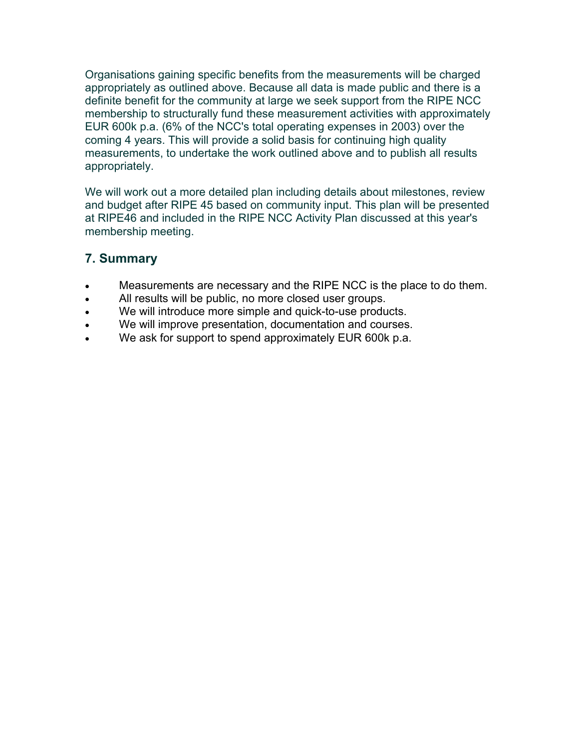Organisations gaining specific benefits from the measurements will be charged appropriately as outlined above. Because all data is made public and there is a definite benefit for the community at large we seek support from the RIPE NCC membership to structurally fund these measurement activities with approximately EUR 600k p.a. (6% of the NCC's total operating expenses in 2003) over the coming 4 years. This will provide a solid basis for continuing high quality measurements, to undertake the work outlined above and to publish all results appropriately.

We will work out a more detailed plan including details about milestones, review and budget after RIPE 45 based on community input. This plan will be presented at RIPE46 and included in the RIPE NCC Activity Plan discussed at this year's membership meeting.

## 7. Summary

- Measurements are necessary and the RIPE NCC is the place to do them.
- All results will be public, no more closed user groups.
- We will introduce more simple and quick-to-use products.
- We will improve presentation, documentation and courses.
- We ask for support to spend approximately EUR 600k p.a.